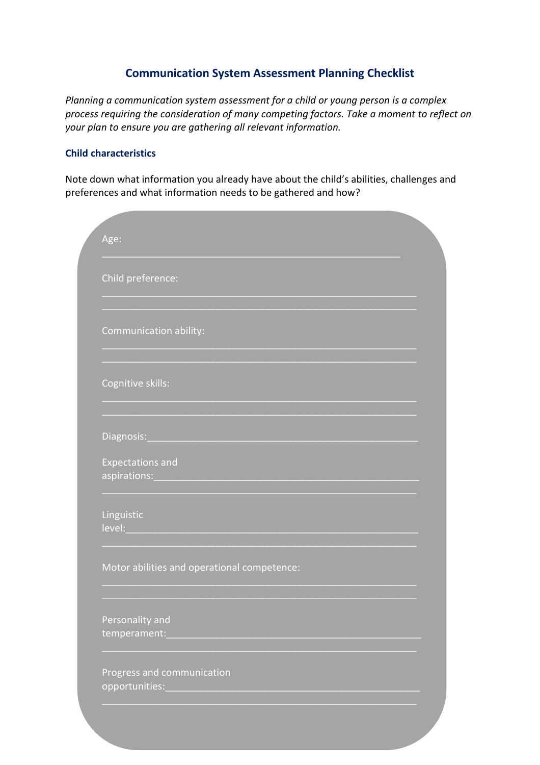## Communication System Assessment Planning Checklist

*Planning a communication system assessment for a child or young person is a complex process requiring the consideration of many competing factors. Take a moment to reflect on your plan to ensure you are gathering all relevant information.*

### Child characteristics

Note down what information you already have about the child's abilities, challenges and preferences and what information needs to be gathered and how?

Age:
___________________________________________________________

Child preference:
___________________________________________________________
___________________________________________________________

Communication ability:
___________________________________________________________
___________________________________________________________

Cognitive skills:
___________________________________________________________
___________________________________________________________

Diagnosis:_________________________________________________

Expectations and aspirations:_______________________________________
___________________________________________________________

Linguistic level:___________________________________________________
___________________________________________________________

Motor abilities and operational competence:
___________________________________________________________
___________________________________________________________

Personality and temperament:_______________________________________
___________________________________________________________

Progress and communication opportunities:______________________________
___________________________________________________________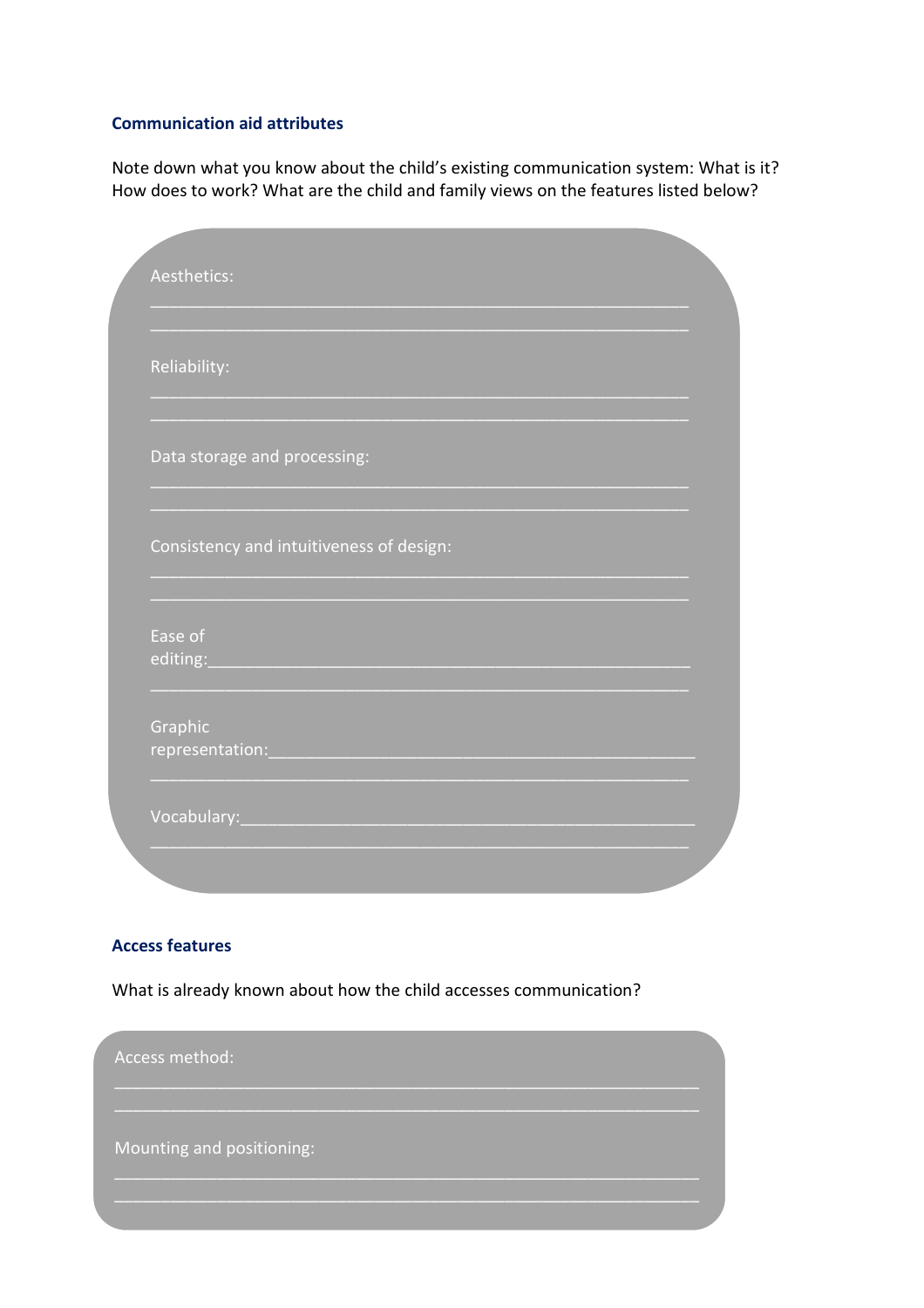### Communication aid attributes

Note down what you know about the child's existing communication system: What is it? How does to work? What are the child and family views on the features listed below?

Aesthetics:

______________________________________________________________

______________________________________________________________

Reliability:

______________________________________________________________

______________________________________________________________

Data storage and processing:

______________________________________________________________

______________________________________________________________

Consistency and intuitiveness of design:

______________________________________________________________

______________________________________________________________

Ease of editing:______________________________________________________

______________________________________________________________

Graphic representation:_______________________________________________

______________________________________________________________

Vocabulary:___________________________________________________

______________________________________________________________

### Access features

What is already known about how the child accesses communication?

Access method:

______________________________________________________________

______________________________________________________________

Mounting and positioning:

______________________________________________________________

______________________________________________________________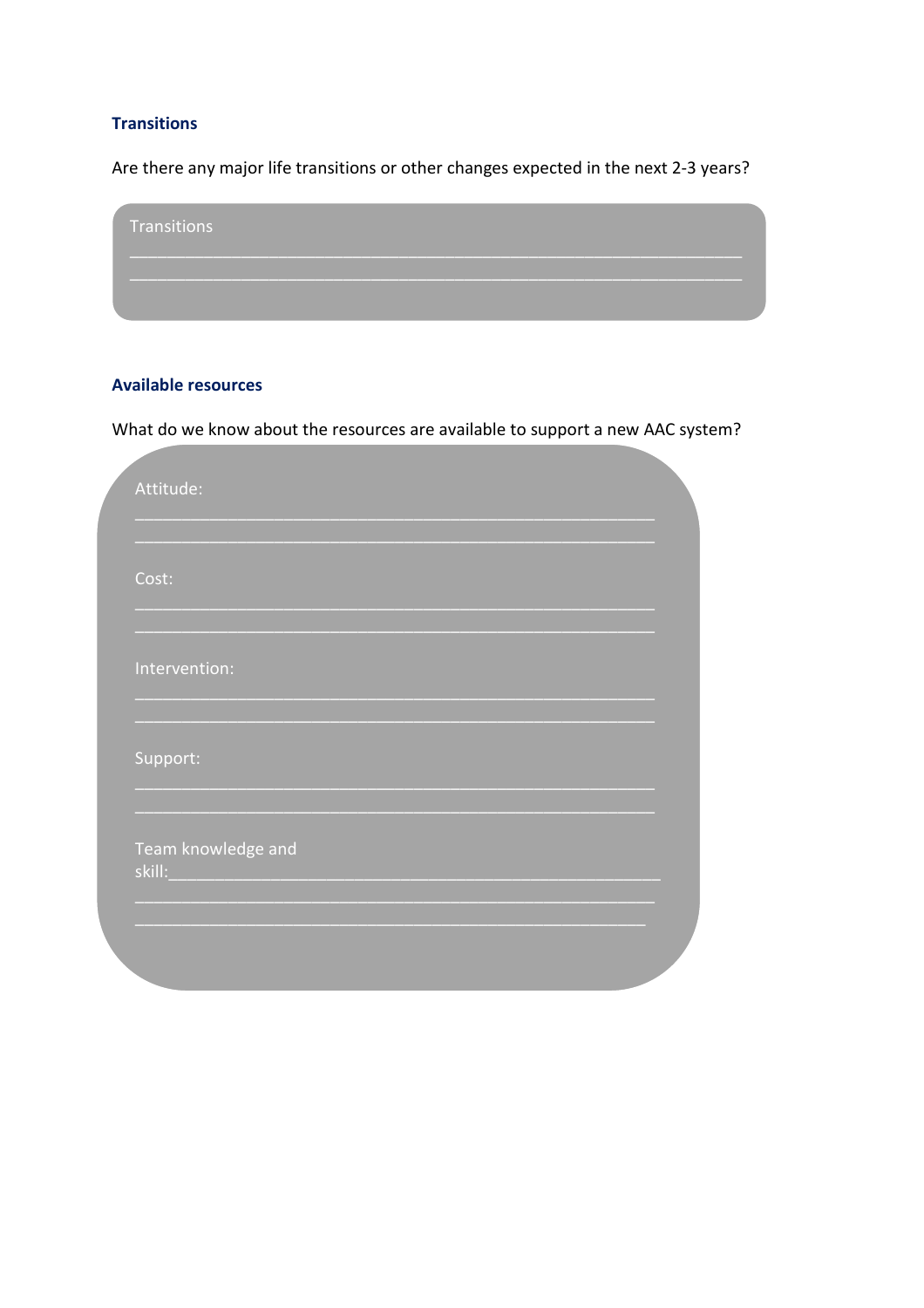### Transitions

Are there any major life transitions or other changes expected in the next 2-3 years?

Transitions

________________________________________________________________

________________________________________________________________

### Available resources

What do we know about the resources are available to support a new AAC system?

Attitude:

______________________________________________________

______________________________________________________

Cost:

______________________________________________________

______________________________________________________

Intervention:

______________________________________________________

______________________________________________________

Support:

______________________________________________________

______________________________________________________

Team knowledge and skill:______________________________________________

______________________________________________________

_____________________________________________________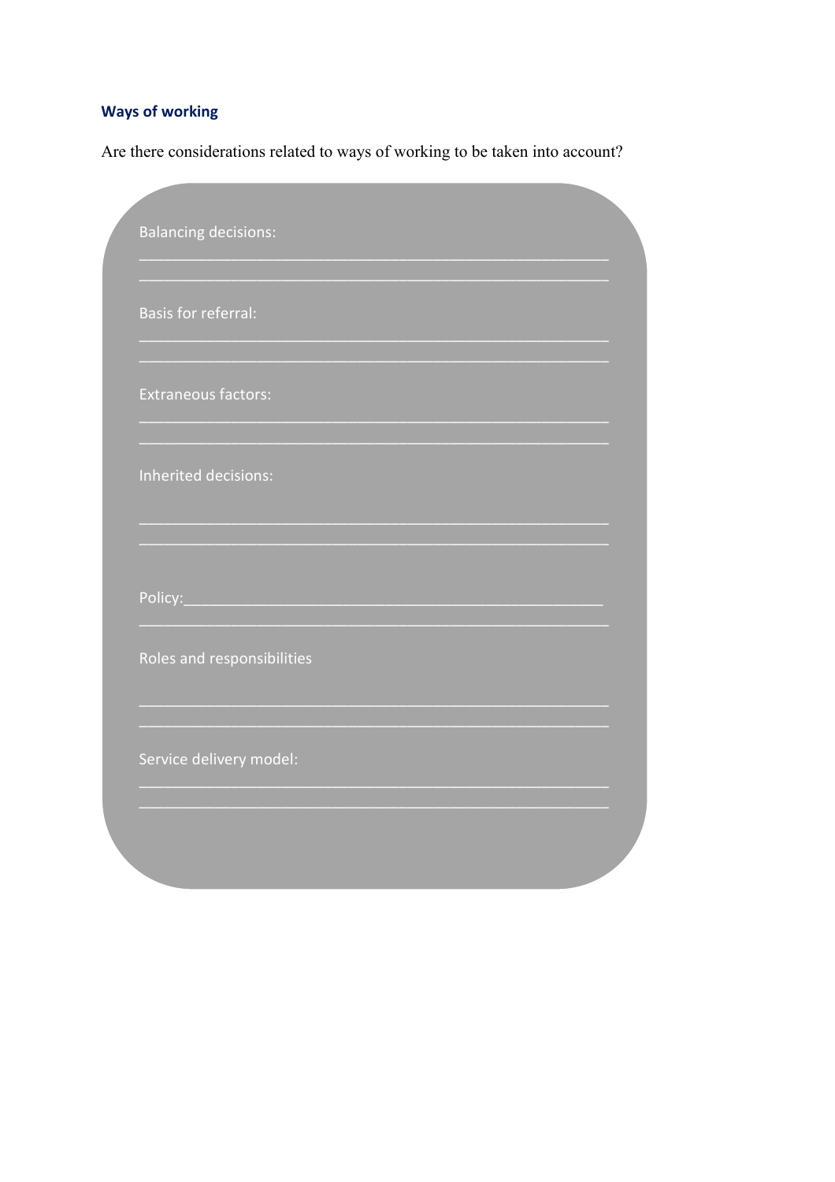### Ways of working

Are there considerations related to ways of working to be taken into account?

Balancing decisions:
_____________________________________________________
_____________________________________________________

Basis for referral:
_____________________________________________________
_____________________________________________________

Extraneous factors:
_____________________________________________________
_____________________________________________________

Inherited decisions:
_____________________________________________________
_____________________________________________________

Policy:_______________________________________________
_____________________________________________________

Roles and responsibilities
_____________________________________________________
_____________________________________________________

Service delivery model:
_____________________________________________________
_____________________________________________________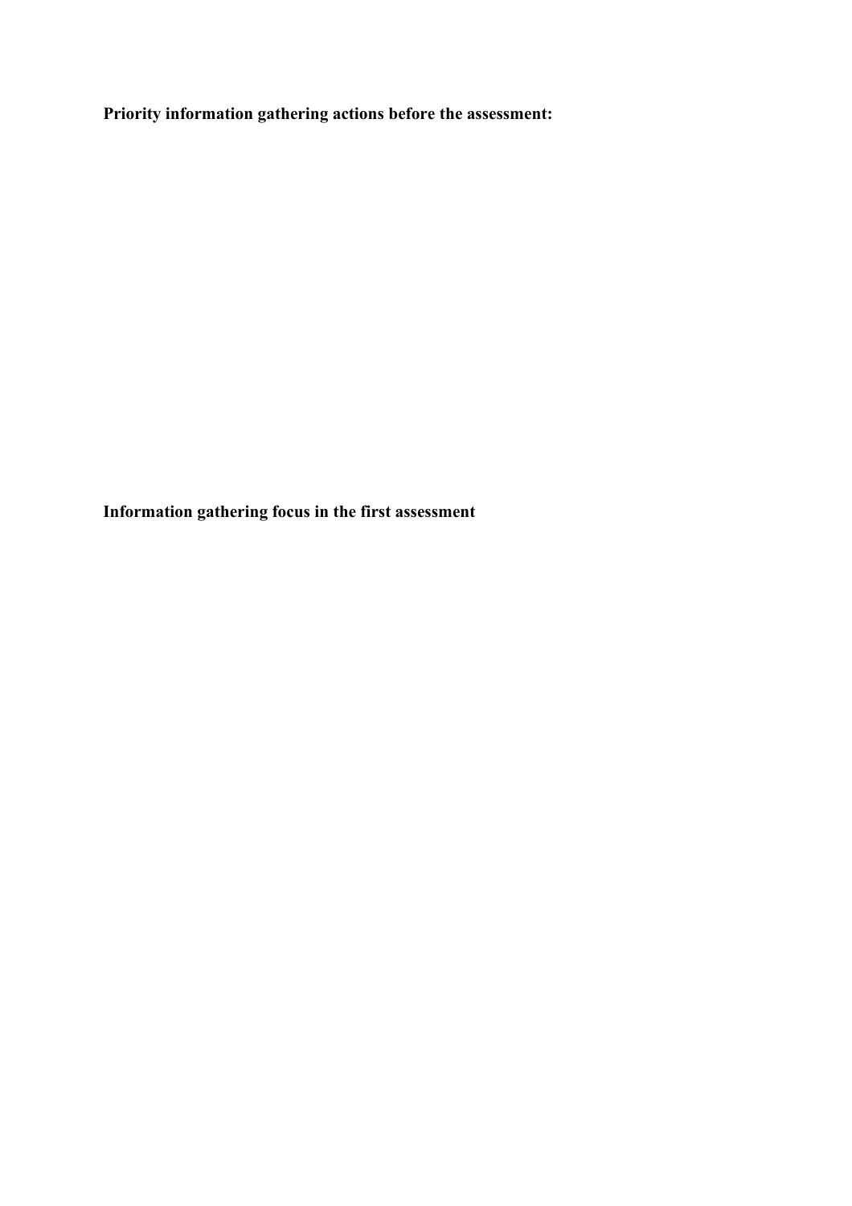**Priority information gathering actions before the assessment:**

**Information gathering focus in the first assessment**